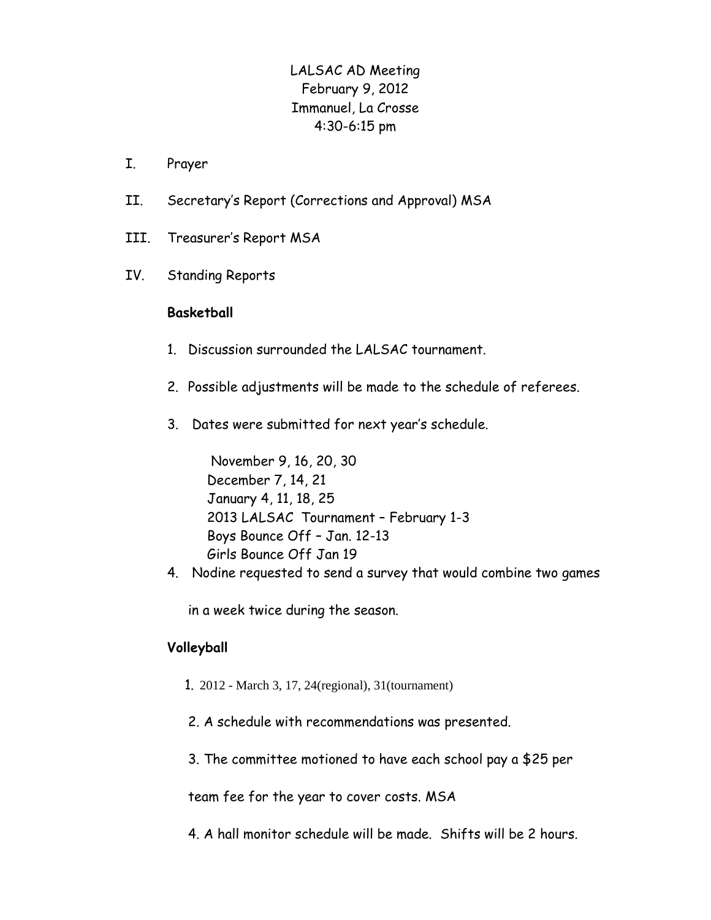LALSAC AD Meeting
February 9, 2012
Immanuel, La Crosse
4:30-6:15 pm

I. Prayer

II. Secretary's Report (Corrections and Approval) MSA

III. Treasurer's Report MSA

IV. Standing Reports

**Basketball**

1. Discussion surrounded the LALSAC tournament.

2. Possible adjustments will be made to the schedule of referees.

3. Dates were submitted for next year's schedule.

   November 9, 16, 20, 30
   December 7, 14, 21
   January 4, 11, 18, 25
   2013 LALSAC Tournament – February 1-3
   Boys Bounce Off – Jan. 12-13
   Girls Bounce Off Jan 19

4. Nodine requested to send a survey that would combine two games in a week twice during the season.

**Volleyball**

1. 2012 - March 3, 17, 24(regional), 31(tournament)

2. A schedule with recommendations was presented.

3. The committee motioned to have each school pay a $25 per team fee for the year to cover costs. MSA

4. A hall monitor schedule will be made. Shifts will be 2 hours.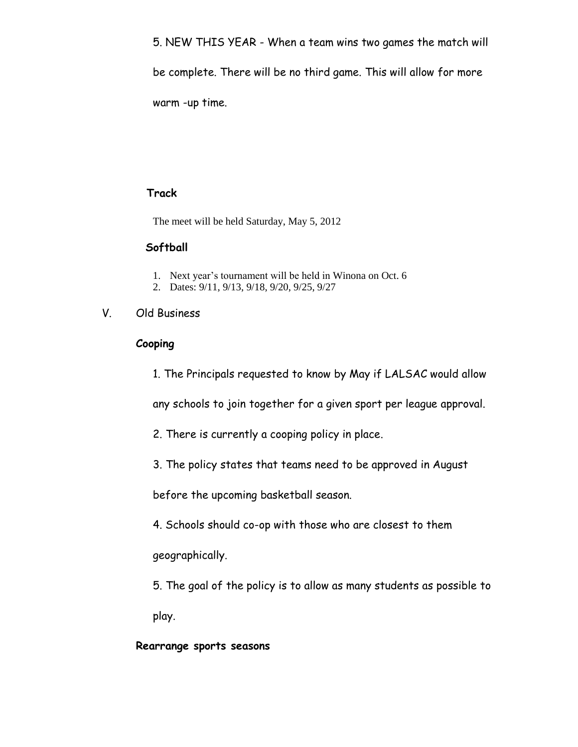5. NEW THIS YEAR - When a team wins two games the match will be complete. There will be no third game. This will allow for more warm -up time.

**Track**

The meet will be held Saturday, May 5, 2012

**Softball**

1. Next year's tournament will be held in Winona on Oct. 6
2. Dates: 9/11, 9/13, 9/18, 9/20, 9/25, 9/27

V. Old Business

**Cooping**

1. The Principals requested to know by May if LALSAC would allow any schools to join together for a given sport per league approval.

2. There is currently a cooping policy in place.

3. The policy states that teams need to be approved in August before the upcoming basketball season.

4. Schools should co-op with those who are closest to them geographically.

5. The goal of the policy is to allow as many students as possible to play.

**Rearrange sports seasons**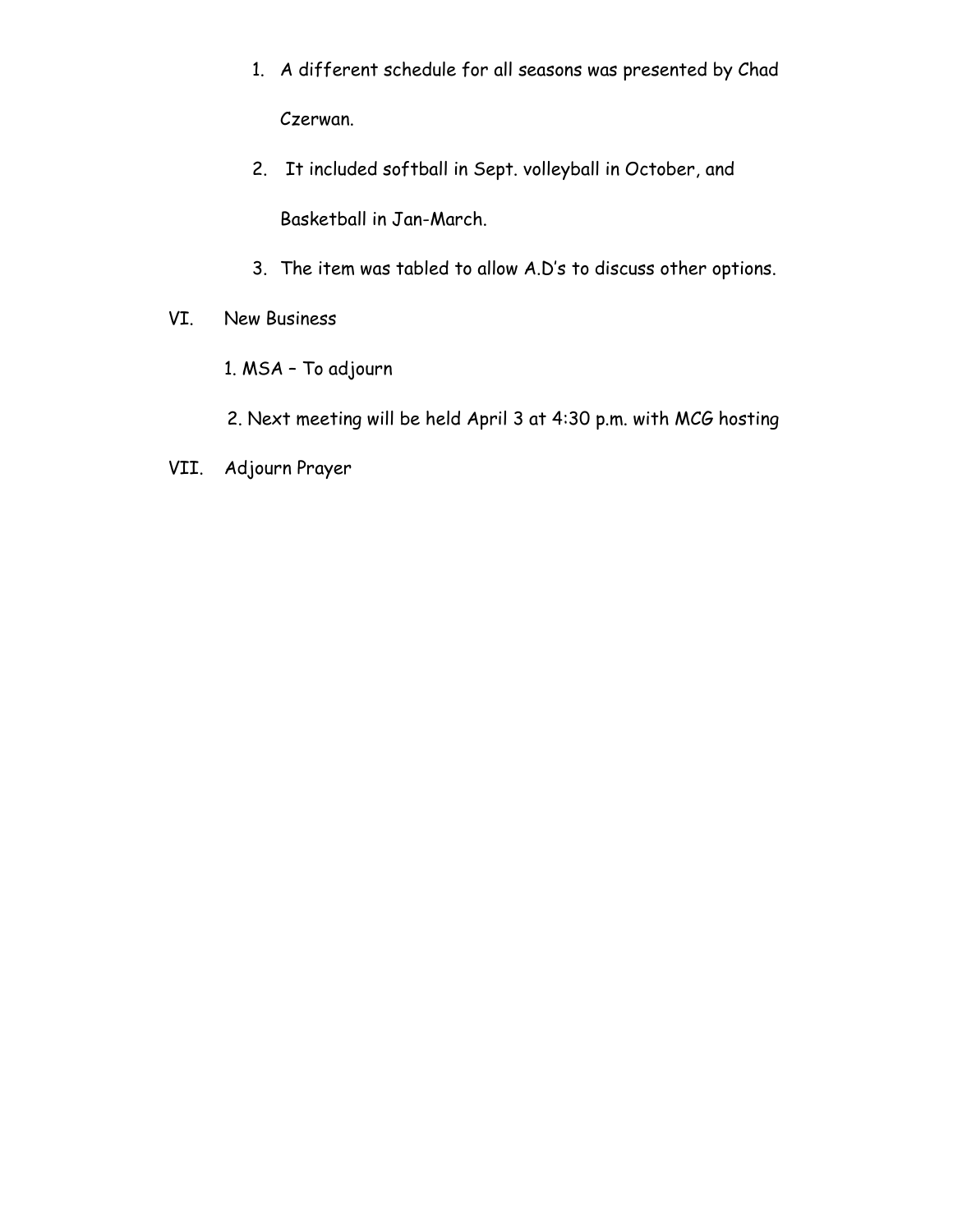1. A different schedule for all seasons was presented by Chad Czerwan.
2. It included softball in Sept. volleyball in October, and Basketball in Jan-March.
3. The item was tabled to allow A.D's to discuss other options.

VI. New Business

1. MSA – To adjourn
2. Next meeting will be held April 3 at 4:30 p.m. with MCG hosting

VII. Adjourn Prayer